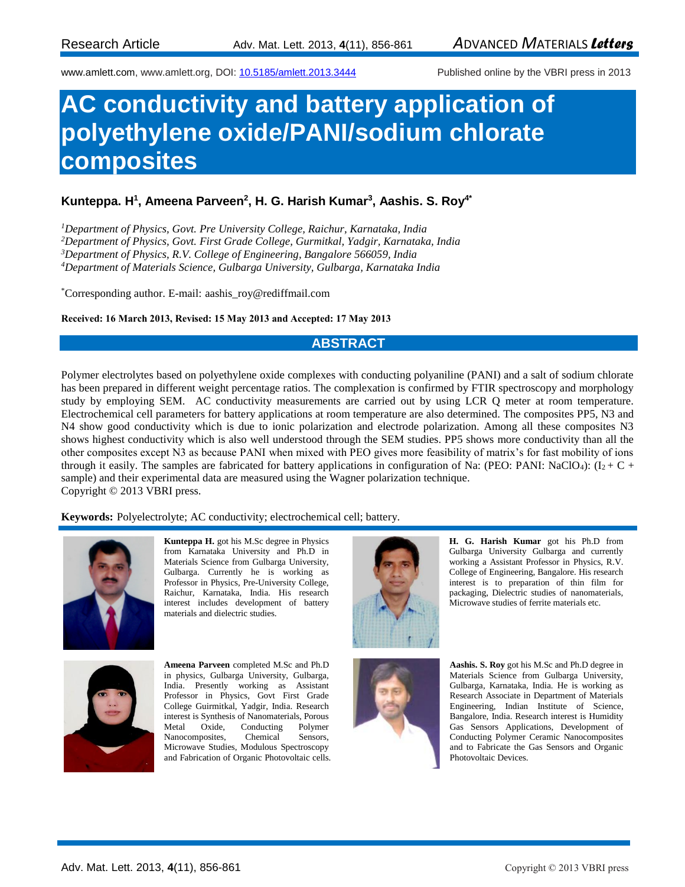Research Article

www.amlett.com, www.amlett.org, DOI: 10.5185/amlett.2013.3444

Published online by the VBRI press in 2013

# AC conductivity and battery application of polyethylene oxide/PANI/sodium chlorate composites

**Kunteppa. H[1], Ameena Parveen[2], H. G. Harish Kumar[3], Aashis. S. Roy[4*]**

[1]*Department of Physics, Govt. Pre University College, Raichur, Karnataka, India*
[2]*Department of Physics, Govt. First Grade College, Gurmitkal, Yadgir, Karnataka, India*
[3]*Department of Physics, R.V. College of Engineering, Bangalore 566059, India*
[4]*Department of Materials Science, Gulbarga University, Gulbarga, Karnataka India*

[*]Corresponding author. E-mail: aashis_roy@rediffmail.com

**Received: 16 March 2013, Revised: 15 May 2013 and Accepted: 17 May 2013**

## ABSTRACT

Polymer electrolytes based on polyethylene oxide complexes with conducting polyaniline (PANI) and a salt of sodium chlorate has been prepared in different weight percentage ratios. The complexation is confirmed by FTIR spectroscopy and morphology study by employing SEM. AC conductivity measurements are carried out by using LCR Q meter at room temperature. Electrochemical cell parameters for battery applications at room temperature are also determined. The composites PP5, N3 and N4 show good conductivity which is due to ionic polarization and electrode polarization. Among all these composites N3 shows highest conductivity which is also well understood through the SEM studies. PP5 shows more conductivity than all the other composites except N3 as because PANI when mixed with PEO gives more feasibility of matrix's for fast mobility of ions through it easily. The samples are fabricated for battery applications in configuration of Na: (PEO: PANI: $NaClO_4$): ($I_2$ + C + sample) and their experimental data are measured using the Wagner polarization technique.
Copyright © 2013 VBRI press.

**Keywords:** Polyelectrolyte; AC conductivity; electrochemical cell; battery.

**Kunteppa H.** got his M.Sc degree in Physics from Karnataka University and Ph.D in Materials Science from Gulbarga University, Gulbarga. Currently he is working as Professor in Physics, Pre-University College, Raichur, Karnataka, India. His research interest includes development of battery materials and dielectric studies.

**Ameena Parveen** completed M.Sc and Ph.D in physics, Gulbarga University, Gulbarga, India. Presently working as Assistant Professor in Physics, Govt First Grade College Guirmitkal, Yadgir, India. Research interest is Synthesis of Nanomaterials, Porous Metal Oxide, Conducting Polymer Nanocomposites, Chemical Sensors, Microwave Studies, Modulous Spectroscopy and Fabrication of Organic Photovoltaic cells.

**H. G. Harish Kumar** got his Ph.D from Gulbarga University Gulbarga and currently working a Assistant Professor in Physics, R.V. College of Engineering, Bangalore. His research interest is to preparation of thin film for packaging, Dielectric studies of nanomaterials, Microwave studies of ferrite materials etc.

**Aashis. S. Roy** got his M.Sc and Ph.D degree in Materials Science from Gulbarga University, Gulbarga, Karnataka, India. He is working as Research Associate in Department of Materials Engineering, Indian Institute of Science, Bangalore, India. Research interest is Humidity Gas Sensors Applications, Development of Conducting Polymer Ceramic Nanocomposites and to Fabricate the Gas Sensors and Organic Photovoltaic Devices.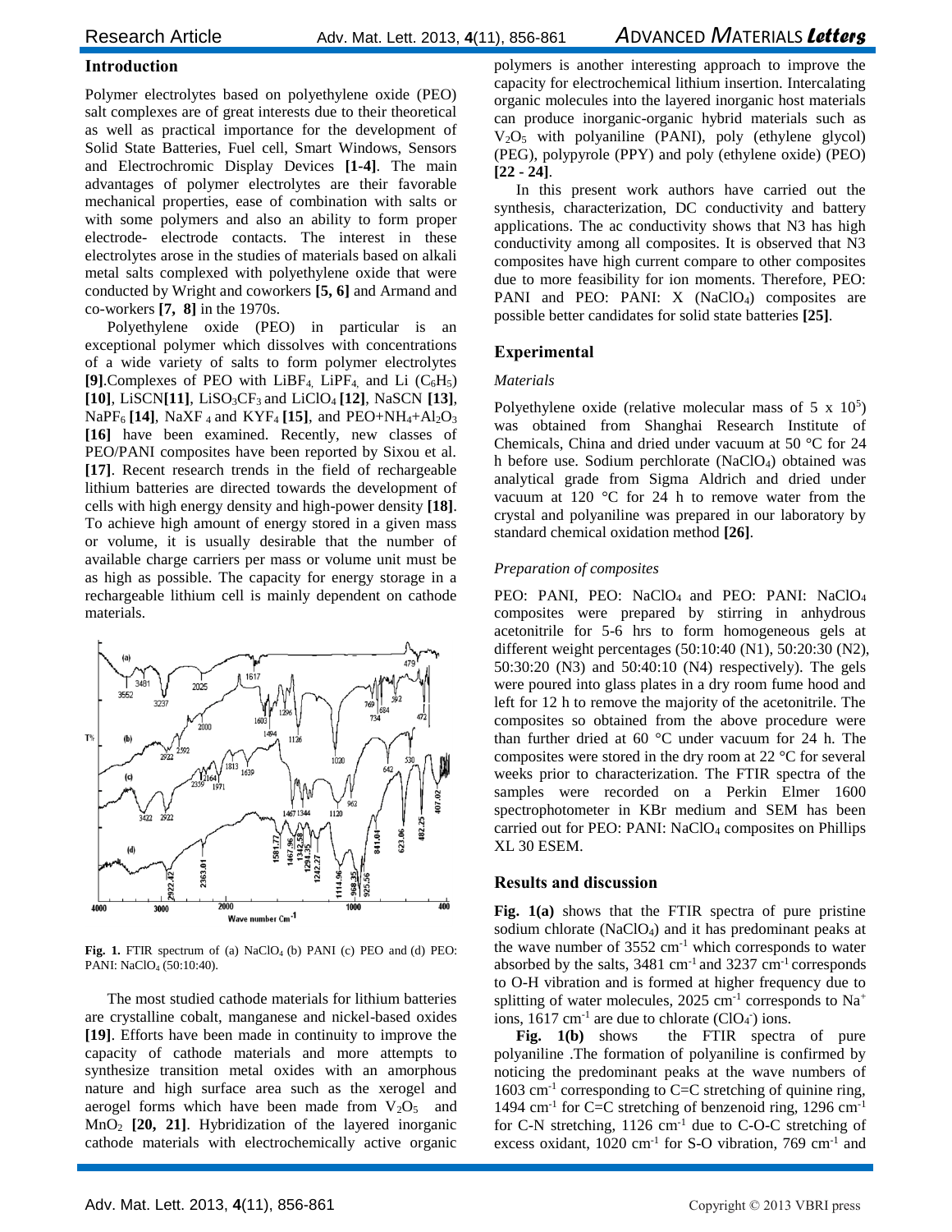## Introduction

Polymer electrolytes based on polyethylene oxide (PEO) salt complexes are of great interests due to their theoretical as well as practical importance for the development of Solid State Batteries, Fuel cell, Smart Windows, Sensors and Electrochromic Display Devices **[1-4]**. The main advantages of polymer electrolytes are their favorable mechanical properties, ease of combination with salts or with some polymers and also an ability to form proper electrode- electrode contacts. The interest in these electrolytes arose in the studies of materials based on alkali metal salts complexed with polyethylene oxide that were conducted by Wright and coworkers **[5, 6]** and Armand and co-workers **[7, 8]** in the 1970s.

Polyethylene oxide (PEO) in particular is an exceptional polymer which dissolves with concentrations of a wide variety of salts to form polymer electrolytes **[9]**.Complexes of PEO with $LiBF_4$, $LiPF_4$, and Li $(C_6H_5)$ **[10]**, LiSCN**[11]**, $LiSO_3CF_3$ and $LiClO_4$ **[12]**, NaSCN **[13]**, $NaPF_6$ **[14]**, $NaXF_4$ and $KYF_4$ **[15]**, and PEO+$NH_4$+$Al_2O_3$ **[16]** have been examined. Recently, new classes of PEO/PANI composites have been reported by Sixou et al. **[17]**. Recent research trends in the field of rechargeable lithium batteries are directed towards the development of cells with high energy density and high-power density **[18]**. To achieve high amount of energy stored in a given mass or volume, it is usually desirable that the number of available charge carriers per mass or volume unit must be as high as possible. The capacity for energy storage in a rechargeable lithium cell is mainly dependent on cathode materials.

**Fig. 1.** FTIR spectrum of (a) $NaClO_4$ (b) PANI (c) PEO and (d) PEO: PANI: $NaClO_4$ (50:10:40).

The most studied cathode materials for lithium batteries are crystalline cobalt, manganese and nickel-based oxides **[19]**. Efforts have been made in continuity to improve the capacity of cathode materials and more attempts to synthesize transition metal oxides with an amorphous nature and high surface area such as the xerogel and aerogel forms which have been made from $V_2O_5$ and $MnO_2$ **[20, 21]**. Hybridization of the layered inorganic cathode materials with electrochemically active organic polymers is another interesting approach to improve the capacity for electrochemical lithium insertion. Intercalating organic molecules into the layered inorganic host materials can produce inorganic-organic hybrid materials such as $V_2O_5$ with polyaniline (PANI), poly (ethylene glycol) (PEG), polypyrole (PPY) and poly (ethylene oxide) (PEO) **[22 - 24]**.

In this present work authors have carried out the synthesis, characterization, DC conductivity and battery applications. The ac conductivity shows that N3 has high conductivity among all composites. It is observed that N3 composites have high current compare to other composites due to more feasibility for ion moments. Therefore, PEO: PANI and PEO: PANI: X ($NaClO_4$) composites are possible better candidates for solid state batteries **[25]**.

## Experimental

### *Materials*

Polyethylene oxide (relative molecular mass of 5 x $10^5$) was obtained from Shanghai Research Institute of Chemicals, China and dried under vacuum at 50 °C for 24 h before use. Sodium perchlorate ($NaClO_4$) obtained was analytical grade from Sigma Aldrich and dried under vacuum at 120 °C for 24 h to remove water from the crystal and polyaniline was prepared in our laboratory by standard chemical oxidation method **[26]**.

### *Preparation of composites*

PEO: PANI, PEO: $NaClO_4$ and PEO: PANI: $NaClO_4$ composites were prepared by stirring in anhydrous acetonitrile for 5-6 hrs to form homogeneous gels at different weight percentages (50:10:40 (N1), 50:20:30 (N2), 50:30:20 (N3) and 50:40:10 (N4) respectively). The gels were poured into glass plates in a dry room fume hood and left for 12 h to remove the majority of the acetonitrile. The composites so obtained from the above procedure were than further dried at 60 °C under vacuum for 24 h. The composites were stored in the dry room at 22 °C for several weeks prior to characterization. The FTIR spectra of the samples were recorded on a Perkin Elmer 1600 spectrophotometer in KBr medium and SEM has been carried out for PEO: PANI: $NaClO_4$ composites on Phillips XL 30 ESEM.

## Results and discussion

**Fig. 1(a)** shows that the FTIR spectra of pure pristine sodium chlorate ($NaClO_4$) and it has predominant peaks at the wave number of 3552 $cm^{-1}$ which corresponds to water absorbed by the salts, 3481 $cm^{-1}$ and 3237 $cm^{-1}$ corresponds to O-H vibration and is formed at higher frequency due to splitting of water molecules, 2025 $cm^{-1}$ corresponds to $Na^+$ ions, 1617 $cm^{-1}$ are due to chlorate ($ClO_4^-$) ions.

**Fig. 1(b)** shows the FTIR spectra of pure polyaniline .The formation of polyaniline is confirmed by noticing the predominant peaks at the wave numbers of 1603 $cm^{-1}$ corresponding to C=C stretching of quinine ring, 1494 $cm^{-1}$ for C=C stretching of benzenoid ring, 1296 $cm^{-1}$ for C-N stretching, 1126 $cm^{-1}$ due to C-O-C stretching of excess oxidant, 1020 $cm^{-1}$ for S-O vibration, 769 $cm^{-1}$ and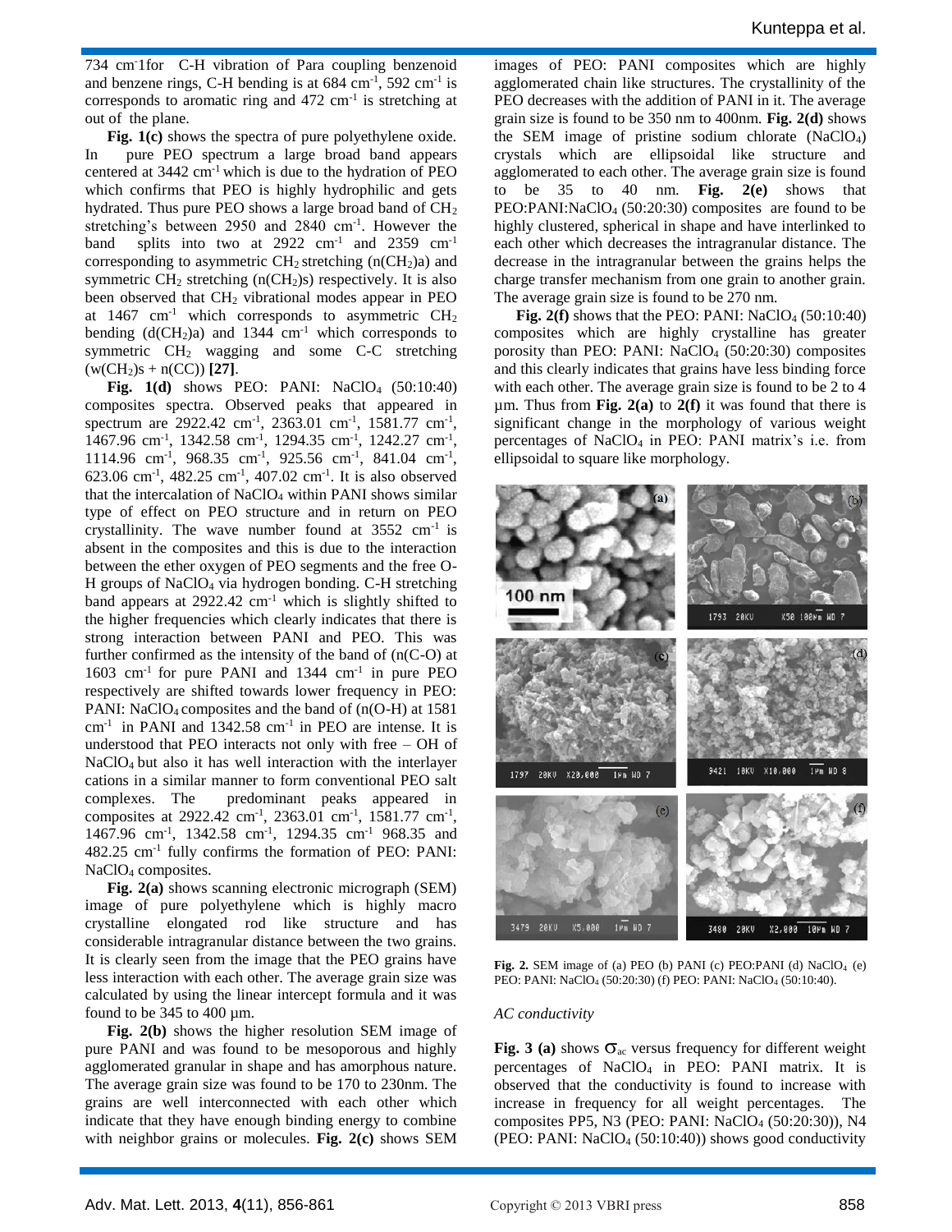734 cm-1for C-H vibration of Para coupling benzenoid and benzene rings, C-H bending is at 684 $cm^{-1}$, 592 $cm^{-1}$ is corresponds to aromatic ring and 472 $cm^{-1}$ is stretching at out of the plane.

**Fig. 1(c)** shows the spectra of pure polyethylene oxide. In pure PEO spectrum a large broad band appears centered at 3442 $cm^{-1}$ which is due to the hydration of PEO which confirms that PEO is highly hydrophilic and gets hydrated. Thus pure PEO shows a large broad band of $CH_2$ stretching's between 2950 and 2840 $cm^{-1}$. However the band splits into two at 2922 $cm^{-1}$ and 2359 $cm^{-1}$ corresponding to asymmetric $CH_2$ stretching ($n(CH_2)a$) and symmetric $CH_2$ stretching ($n(CH_2)s$) respectively. It is also been observed that $CH_2$ vibrational modes appear in PEO at 1467 $cm^{-1}$ which corresponds to asymmetric $CH_2$ bending ($d(CH_2)a$) and 1344 $cm^{-1}$ which corresponds to symmetric $CH_2$ wagging and some C-C stretching ($w(CH_2)s + n(CC)$) **[27]**.

**Fig. 1(d)** shows PEO: PANI: $NaClO_4$ (50:10:40) composites spectra. Observed peaks that appeared in spectrum are 2922.42 $cm^{-1}$, 2363.01 $cm^{-1}$, 1581.77 $cm^{-1}$, 1467.96 $cm^{-1}$, 1342.58 $cm^{-1}$, 1294.35 $cm^{-1}$, 1242.27 $cm^{-1}$, 1114.96 $cm^{-1}$, 968.35 $cm^{-1}$, 925.56 $cm^{-1}$, 841.04 $cm^{-1}$, 623.06 $cm^{-1}$, 482.25 $cm^{-1}$, 407.02 $cm^{-1}$. It is also observed that the intercalation of $NaClO_4$ within PANI shows similar type of effect on PEO structure and in return on PEO crystallinity. The wave number found at 3552 $cm^{-1}$ is absent in the composites and this is due to the interaction between the ether oxygen of PEO segments and the free O-H groups of $NaClO_4$ via hydrogen bonding. C-H stretching band appears at 2922.42 $cm^{-1}$ which is slightly shifted to the higher frequencies which clearly indicates that there is strong interaction between PANI and PEO. This was further confirmed as the intensity of the band of ($n(C\text{-}O)$) at 1603 $cm^{-1}$ for pure PANI and 1344 $cm^{-1}$ in pure PEO respectively are shifted towards lower frequency in PEO: PANI: $NaClO_4$ composites and the band of ($n(O\text{-}H)$) at 1581 $cm^{-1}$ in PANI and 1342.58 $cm^{-1}$ in PEO are intense. It is understood that PEO interacts not only with free – OH of $NaClO_4$ but also it has well interaction with the interlayer cations in a similar manner to form conventional PEO salt complexes. The predominant peaks appeared in composites at 2922.42 $cm^{-1}$, 2363.01 $cm^{-1}$, 1581.77 $cm^{-1}$, 1467.96 $cm^{-1}$, 1342.58 $cm^{-1}$, 1294.35 $cm^{-1}$ 968.35 and 482.25 $cm^{-1}$ fully confirms the formation of PEO: PANI: $NaClO_4$ composites.

**Fig. 2(a)** shows scanning electronic micrograph (SEM) image of pure polyethylene which is highly macro crystalline elongated rod like structure and has considerable intragranular distance between the two grains. It is clearly seen from the image that the PEO grains have less interaction with each other. The average grain size was calculated by using the linear intercept formula and it was found to be 345 to 400 µm.

**Fig. 2(b)** shows the higher resolution SEM image of pure PANI and was found to be mesoporous and highly agglomerated granular in shape and has amorphous nature. The average grain size was found to be 170 to 230nm. The grains are well interconnected with each other which indicate that they have enough binding energy to combine with neighbor grains or molecules. **Fig. 2(c)** shows SEM images of PEO: PANI composites which are highly agglomerated chain like structures. The crystallinity of the PEO decreases with the addition of PANI in it. The average grain size is found to be 350 nm to 400nm. **Fig. 2(d)** shows the SEM image of pristine sodium chlorate ($NaClO_4$) crystals which are ellipsoidal like structure and agglomerated to each other. The average grain size is found to be 35 to 40 nm. **Fig. 2(e)** shows that PEO:PANI:$NaClO_4$ (50:20:30) composites are found to be highly clustered, spherical in shape and have interlinked to each other which decreases the intragranular distance. The decrease in the intragranular between the grains helps the charge transfer mechanism from one grain to another grain. The average grain size is found to be 270 nm.

**Fig. 2(f)** shows that the PEO: PANI: $NaClO_4$ (50:10:40) composites which are highly crystalline has greater porosity than PEO: PANI: $NaClO_4$ (50:20:30) composites and this clearly indicates that grains have less binding force with each other. The average grain size is found to be 2 to 4 µm. Thus from **Fig. 2(a)** to **2(f)** it was found that there is significant change in the morphology of various weight percentages of $NaClO_4$ in PEO: PANI matrix's i.e. from ellipsoidal to square like morphology.

**Fig. 2.** SEM image of (a) PEO (b) PANI (c) PEO:PANI (d) $NaClO_4$ (e) PEO: PANI: $NaClO_4$ (50:20:30) (f) PEO: PANI: $NaClO_4$ (50:10:40).

*AC conductivity*

**Fig. 3 (a)** shows $\sigma_{ac}$ versus frequency for different weight percentages of $NaClO_4$ in PEO: PANI matrix. It is observed that the conductivity is found to increase with increase in frequency for all weight percentages. The composites PP5, N3 (PEO: PANI: $NaClO_4$ (50:20:30)), N4 (PEO: PANI: $NaClO_4$ (50:10:40)) shows good conductivity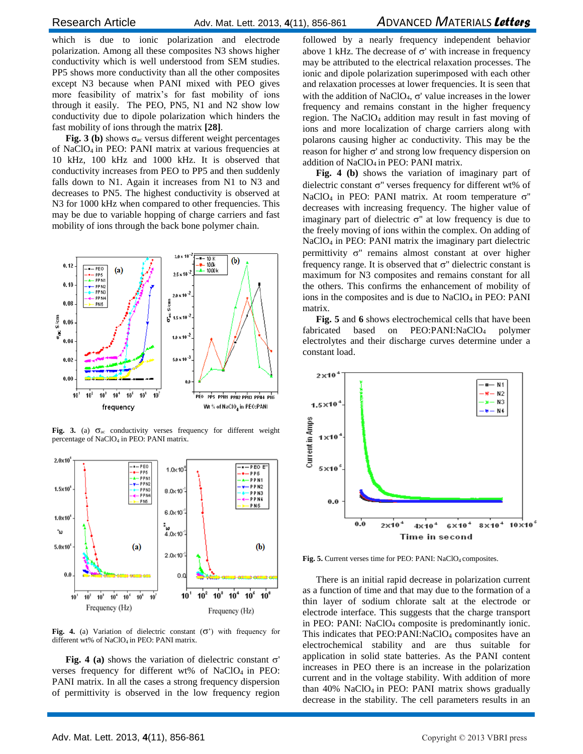which is due to ionic polarization and electrode polarization. Among all these composites N3 shows higher conductivity which is well understood from SEM studies. PP5 shows more conductivity than all the other composites except N3 because when PANI mixed with PEO gives more feasibility of matrix's for fast mobility of ions through it easily. The PEO, PN5, N1 and N2 show low conductivity due to dipole polarization which hinders the fast mobility of ions through the matrix **[28]**.

**Fig. 3 (b)** shows $\sigma_{ac}$ versus different weight percentages of $NaClO_4$ in PEO: PANI matrix at various frequencies at 10 kHz, 100 kHz and 1000 kHz. It is observed that conductivity increases from PEO to PP5 and then suddenly falls down to N1. Again it increases from N1 to N3 and decreases to PN5. The highest conductivity is observed at N3 for 1000 kHz when compared to other frequencies. This may be due to variable hopping of charge carriers and fast mobility of ions through the back bone polymer chain.

**Fig. 3.** (a) $\sigma_{ac}$ conductivity verses frequency for different weight percentage of $NaClO_4$ in PEO: PANI matrix.

**Fig. 4.** (a) Variation of dielectric constant ($\sigma$') with frequency for different wt% of $NaClO_4$ in PEO: PANI matrix.

**Fig. 4 (a)** shows the variation of dielectric constant $\sigma$' verses frequency for different wt% of $NaClO_4$ in PEO: PANI matrix. In all the cases a strong frequency dispersion of permittivity is observed in the low frequency region followed by a nearly frequency independent behavior above 1 kHz. The decrease of $\sigma$' with increase in frequency may be attributed to the electrical relaxation processes. The ionic and dipole polarization superimposed with each other and relaxation processes at lower frequencies. It is seen that with the addition of $NaClO_4$, $\sigma$' value increases in the lower frequency and remains constant in the higher frequency region. The $NaClO_4$ addition may result in fast moving of ions and more localization of charge carriers along with polarons causing higher ac conductivity. This may be the reason for higher $\sigma$' and strong low frequency dispersion on addition of $NaClO_4$ in PEO: PANI matrix.

**Fig. 4 (b)** shows the variation of imaginary part of dielectric constant $\sigma$" verses frequency for different wt% of $NaClO_4$ in PEO: PANI matrix. At room temperature $\sigma$" decreases with increasing frequency. The higher value of imaginary part of dielectric $\sigma$" at low frequency is due to the freely moving of ions within the complex. On adding of $NaClO_4$ in PEO: PANI matrix the imaginary part dielectric permittivity $\sigma$" remains almost constant at over higher frequency range. It is observed that $\sigma$" dielectric constant is maximum for N3 composites and remains constant for all the others. This confirms the enhancement of mobility of ions in the composites and is due to $NaClO_4$ in PEO: PANI matrix.

**Fig. 5** and **6** shows electrochemical cells that have been fabricated based on PEO:PANI:$NaClO_4$ polymer electrolytes and their discharge curves determine under a constant load.

**Fig. 5.** Current verses time for PEO: PANI: $NaClO_4$ composites.

There is an initial rapid decrease in polarization current as a function of time and that may due to the formation of a thin layer of sodium chlorate salt at the electrode or electrode interface. This suggests that the charge transport in PEO: PANI: $NaClO_4$ composite is predominantly ionic. This indicates that PEO:PANI:$NaClO_4$ composites have an electrochemical stability and are thus suitable for application in solid state batteries. As the PANI content increases in PEO there is an increase in the polarization current and in the voltage stability. With addition of more than 40% $NaClO_4$ in PEO: PANI matrix shows gradually decrease in the stability. The cell parameters results in an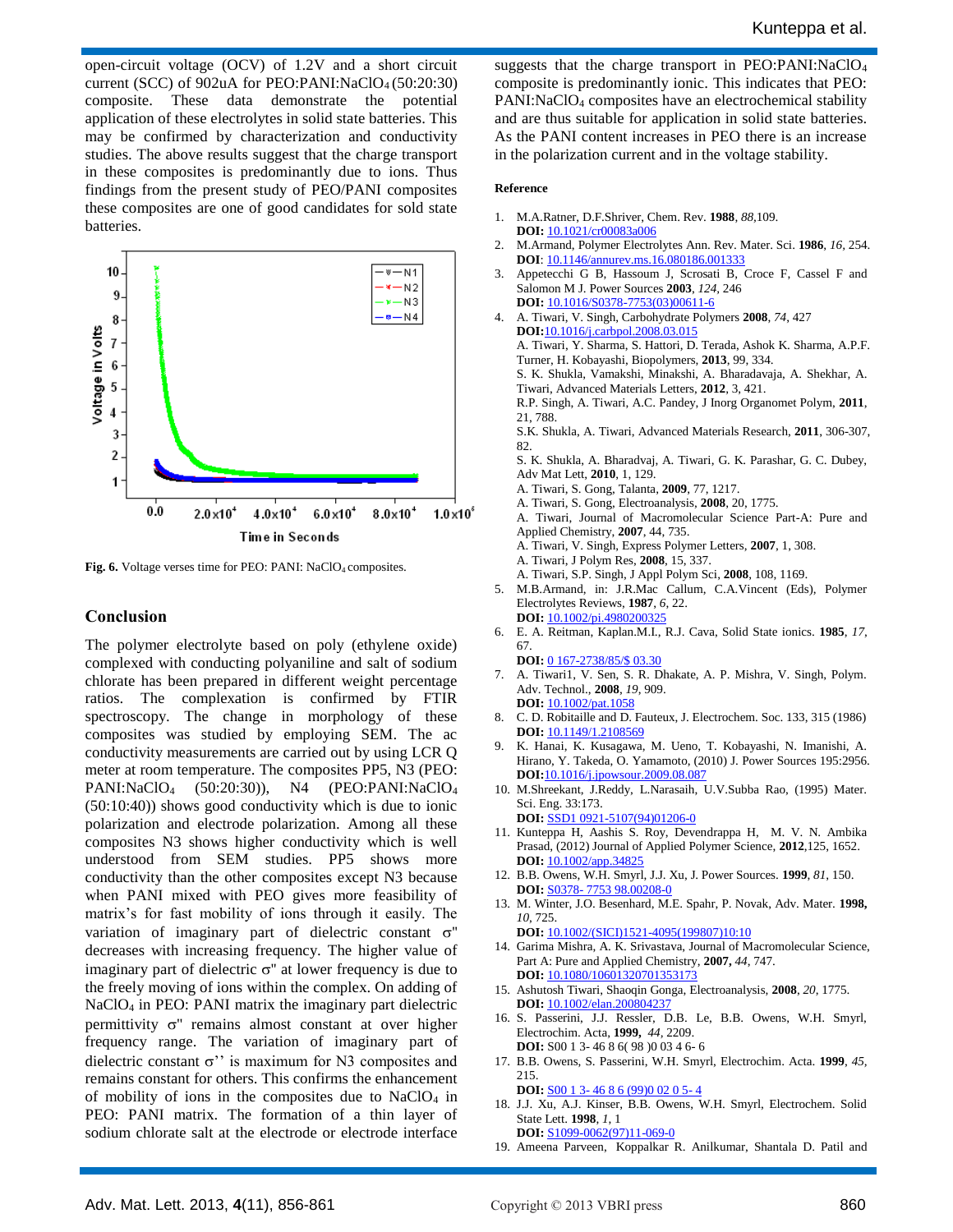open-circuit voltage (OCV) of 1.2V and a short circuit current (SCC) of 902uA for PEO:PANI:$NaClO_4$ (50:20:30) composite. These data demonstrate the potential application of these electrolytes in solid state batteries. This may be confirmed by characterization and conductivity studies. The above results suggest that the charge transport in these composites is predominantly due to ions. Thus findings from the present study of PEO/PANI composites these composites are one of good candidates for sold state batteries.

**Fig. 6.** Voltage verses time for PEO: PANI: $NaClO_4$ composites.

## Conclusion

The polymer electrolyte based on poly (ethylene oxide) complexed with conducting polyaniline and salt of sodium chlorate has been prepared in different weight percentage ratios. The complexation is confirmed by FTIR spectroscopy. The change in morphology of these composites was studied by employing SEM. The ac conductivity measurements are carried out by using LCR Q meter at room temperature. The composites PP5, N3 (PEO: PANI:$NaClO_4$ (50:20:30)), N4 (PEO:PANI:$NaClO_4$ (50:10:40)) shows good conductivity which is due to ionic polarization and electrode polarization. Among all these composites N3 shows higher conductivity which is well understood from SEM studies. PP5 shows more conductivity than the other composites except N3 because when PANI mixed with PEO gives more feasibility of matrix's for fast mobility of ions through it easily. The variation of imaginary part of dielectric constant $\sigma''$ decreases with increasing frequency. The higher value of imaginary part of dielectric $\sigma''$ at lower frequency is due to the freely moving of ions within the complex. On adding of $NaClO_4$ in PEO: PANI matrix the imaginary part dielectric permittivity $\sigma''$ remains almost constant at over higher frequency range. The variation of imaginary part of dielectric constant $\sigma''$ is maximum for N3 composites and remains constant for others. This confirms the enhancement of mobility of ions in the composites due to $NaClO_4$ in PEO: PANI matrix. The formation of a thin layer of sodium chlorate salt at the electrode or electrode interface suggests that the charge transport in PEO:PANI:$NaClO_4$ composite is predominantly ionic. This indicates that PEO: PANI:$NaClO_4$ composites have an electrochemical stability and are thus suitable for application in solid state batteries. As the PANI content increases in PEO there is an increase in the polarization current and in the voltage stability.

### Reference

1. M.A.Ratner, D.F.Shriver, Chem. Rev. **1988**, *88*,109. **DOI:** 10.1021/cr00083a006
2. M.Armand, Polymer Electrolytes Ann. Rev. Mater. Sci. **1986**, *16*, 254. **DOI**: 10.1146/annurev.ms.16.080186.001333
3. Appetecchi G B, Hassoum J, Scrosati B, Croce F, Cassel F and Salomon M J. Power Sources **2003**, *124*, 246 **DOI:** 10.1016/S0378-7753(03)00611-6
4. A. Tiwari, V. Singh, Carbohydrate Polymers **2008**, *74*, 427 **DOI:**10.1016/j.carbpol.2008.03.015
   A. Tiwari, Y. Sharma, S. Hattori, D. Terada, Ashok K. Sharma, A.P.F. Turner, H. Kobayashi, Biopolymers, **2013**, 99, 334.
   S. K. Shukla, Vamakshi, Minakshi, A. Bharadavaja, A. Shekhar, A. Tiwari, Advanced Materials Letters, **2012**, 3, 421.
   R.P. Singh, A. Tiwari, A.C. Pandey, J Inorg Organomet Polym, **2011**, 21, 788.
   S.K. Shukla, A. Tiwari, Advanced Materials Research, **2011**, 306-307, 82.
   S. K. Shukla, A. Bharadvaj, A. Tiwari, G. K. Parashar, G. C. Dubey, Adv Mat Lett, **2010**, 1, 129.
   A. Tiwari, S. Gong, Talanta, **2009**, 77, 1217.
   A. Tiwari, S. Gong, Electroanalysis, **2008**, 20, 1775.
   A. Tiwari, Journal of Macromolecular Science Part-A: Pure and Applied Chemistry, **2007**, 44, 735.
   A. Tiwari, V. Singh, Express Polymer Letters, **2007**, 1, 308.
   A. Tiwari, J Polym Res, **2008**, 15, 337.
   A. Tiwari, S.P. Singh, J Appl Polym Sci, **2008**, 108, 1169.
5. M.B.Armand, in: J.R.Mac Callum, C.A.Vincent (Eds), Polymer Electrolytes Reviews, **1987**, *6*, 22. **DOI:** 10.1002/pi.4980200325
6. E. A. Reitman, Kaplan.M.I., R.J. Cava, Solid State ionics. **1985**, *17*, 67. **DOI:** 0 167-2738/85/$ 03.30
7. A. Tiwari1, V. Sen, S. R. Dhakate, A. P. Mishra, V. Singh, Polym. Adv. Technol., **2008**, *19*, 909. **DOI:** 10.1002/pat.1058
8. C. D. Robitaille and D. Fauteux, J. Electrochem. Soc. 133, 315 (1986) **DOI:** 10.1149/1.2108569
9. K. Hanai, K. Kusagawa, M. Ueno, T. Kobayashi, N. Imanishi, A. Hirano, Y. Takeda, O. Yamamoto, (2010) J. Power Sources 195:2956. **DOI:**10.1016/j.jpowsour.2009.08.087
10. M.Shreekant, J.Reddy, L.Narasaih, U.V.Subba Rao, (1995) Mater. Sci. Eng. 33:173. **DOI:** SSD1 0921-5107(94)01206-0
11. Kunteppa H, Aashis S. Roy, Devendrappa H, M. V. N. Ambika Prasad, (2012) Journal of Applied Polymer Science, **2012**,125, 1652. **DOI:** 10.1002/app.34825
12. B.B. Owens, W.H. Smyrl, J.J. Xu, J. Power Sources. **1999**, *81*, 150. **DOI:** S0378- 7753 98.00208-0
13. M. Winter, J.O. Besenhard, M.E. Spahr, P. Novak, Adv. Mater. **1998,** *10*, 725. **DOI:** 10.1002/(SICI)1521-4095(199807)10:10
14. Garima Mishra, A. K. Srivastava, Journal of Macromolecular Science, Part A: Pure and Applied Chemistry, **2007,** *44*, 747. **DOI:** 10.1080/10601320701353173
15. Ashutosh Tiwari, Shaoqin Gonga, Electroanalysis, **2008**, *20*, 1775. **DOI:** 10.1002/elan.200804237
16. S. Passerini, J.J. Ressler, D.B. Le, B.B. Owens, W.H. Smyrl, Electrochim. Acta, **1999,** *44*, 2209. **DOI:** S00 1 3- 46 8 6( 98 )0 03 4 6- 6
17. B.B. Owens, S. Passerini, W.H. Smyrl, Electrochim. Acta. **1999**, *45*, 215. **DOI:** S00 1 3- 46 8 6 (99)0 02 0 5- 4
18. J.J. Xu, A.J. Kinser, B.B. Owens, W.H. Smyrl, Electrochem. Solid State Lett. **1998**, *1*, 1 **DOI:** S1099-0062(97)11-069-0
19. Ameena Parveen, Koppalkar R. Anilkumar, Shantala D. Patil and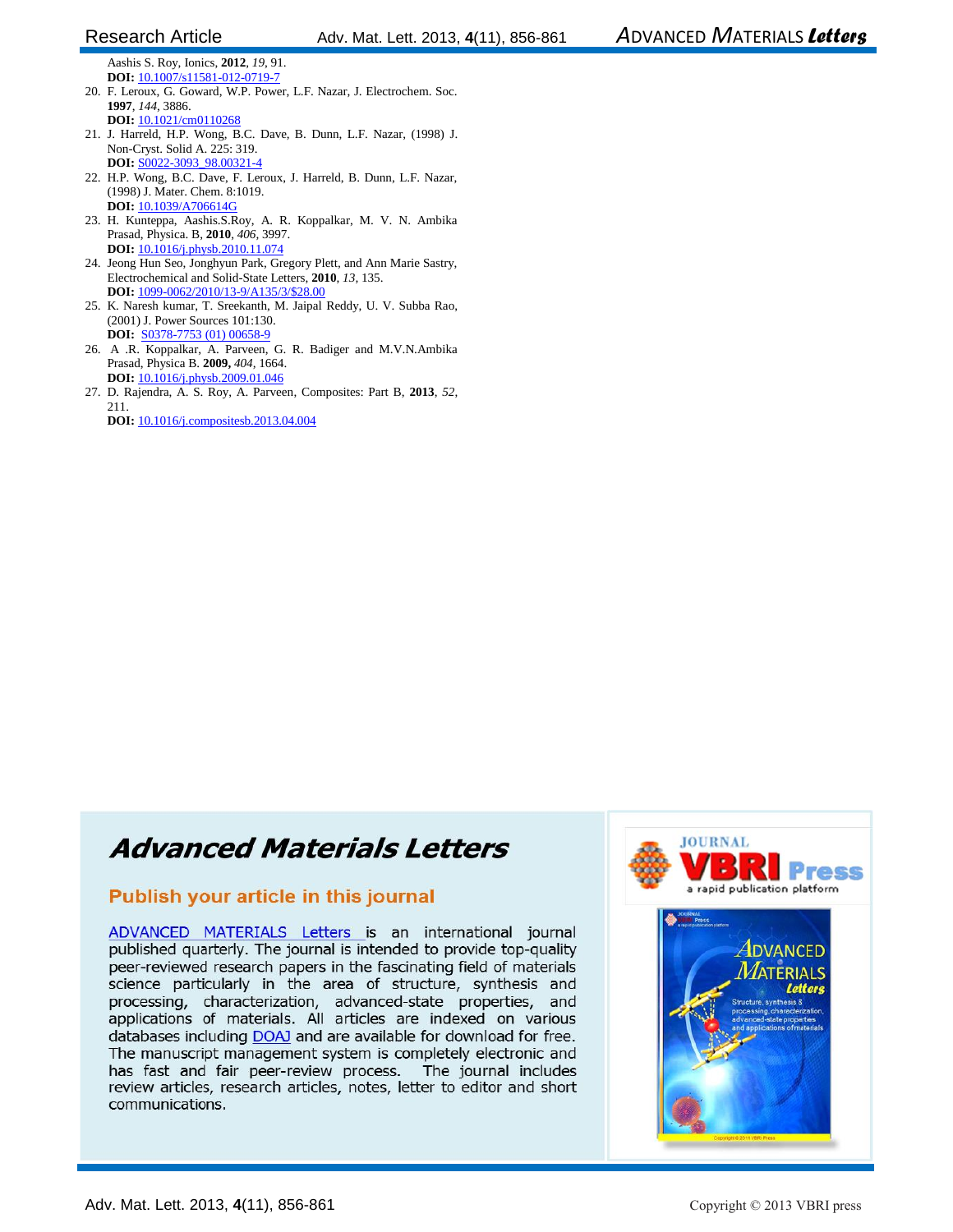Aashis S. Roy, Ionics, **2012**, *19*, 91.
**DOI:** 10.1007/s11581-012-0719-7

20. F. Leroux, G. Goward, W.P. Power, L.F. Nazar, J. Electrochem. Soc. **1997**, *144*, 3886.
**DOI:** 10.1021/cm0110268
21. J. Harreld, H.P. Wong, B.C. Dave, B. Dunn, L.F. Nazar, (1998) J. Non-Cryst. Solid A. 225: 319.
**DOI:** S0022-3093_98.00321-4
22. H.P. Wong, B.C. Dave, F. Leroux, J. Harreld, B. Dunn, L.F. Nazar, (1998) J. Mater. Chem. 8:1019.
**DOI:** 10.1039/A706614G
23. H. Kunteppa, Aashis.S.Roy, A. R. Koppalkar, M. V. N. Ambika Prasad, Physica. B, **2010**, *406*, 3997.
**DOI:** 10.1016/j.physb.2010.11.074
24. Jeong Hun Seo, Jonghyun Park, Gregory Plett, and Ann Marie Sastry, Electrochemical and Solid-State Letters, **2010**, *13*, 135.
**DOI:** 1099-0062/2010/13-9/A135/3/$28.00
25. K. Naresh kumar, T. Sreekanth, M. Jaipal Reddy, U. V. Subba Rao, (2001) J. Power Sources 101:130.
**DOI:** S0378-7753 (01) 00658-9
26. A .R. Koppalkar, A. Parveen, G. R. Badiger and M.V.N.Ambika Prasad, Physica B. **2009,** *404*, 1664.
**DOI:** 10.1016/j.physb.2009.01.046
27. D. Rajendra, A. S. Roy, A. Parveen, Composites: Part B, **2013**, *52*, 211.
**DOI:** 10.1016/j.compositesb.2013.04.004

## Advanced Materials Letters

### Publish your article in this journal

ADVANCED MATERIALS Letters is an international journal published quarterly. The journal is intended to provide top-quality peer-reviewed research papers in the fascinating field of materials science particularly in the area of structure, synthesis and processing, characterization, advanced-state properties, and applications of materials. All articles are indexed on various databases including DOAJ and are available for download for free. The manuscript management system is completely electronic and has fast and fair peer-review process. The journal includes review articles, research articles, notes, letter to editor and short communications.

JOURNAL VBRI Press a rapid publication platform